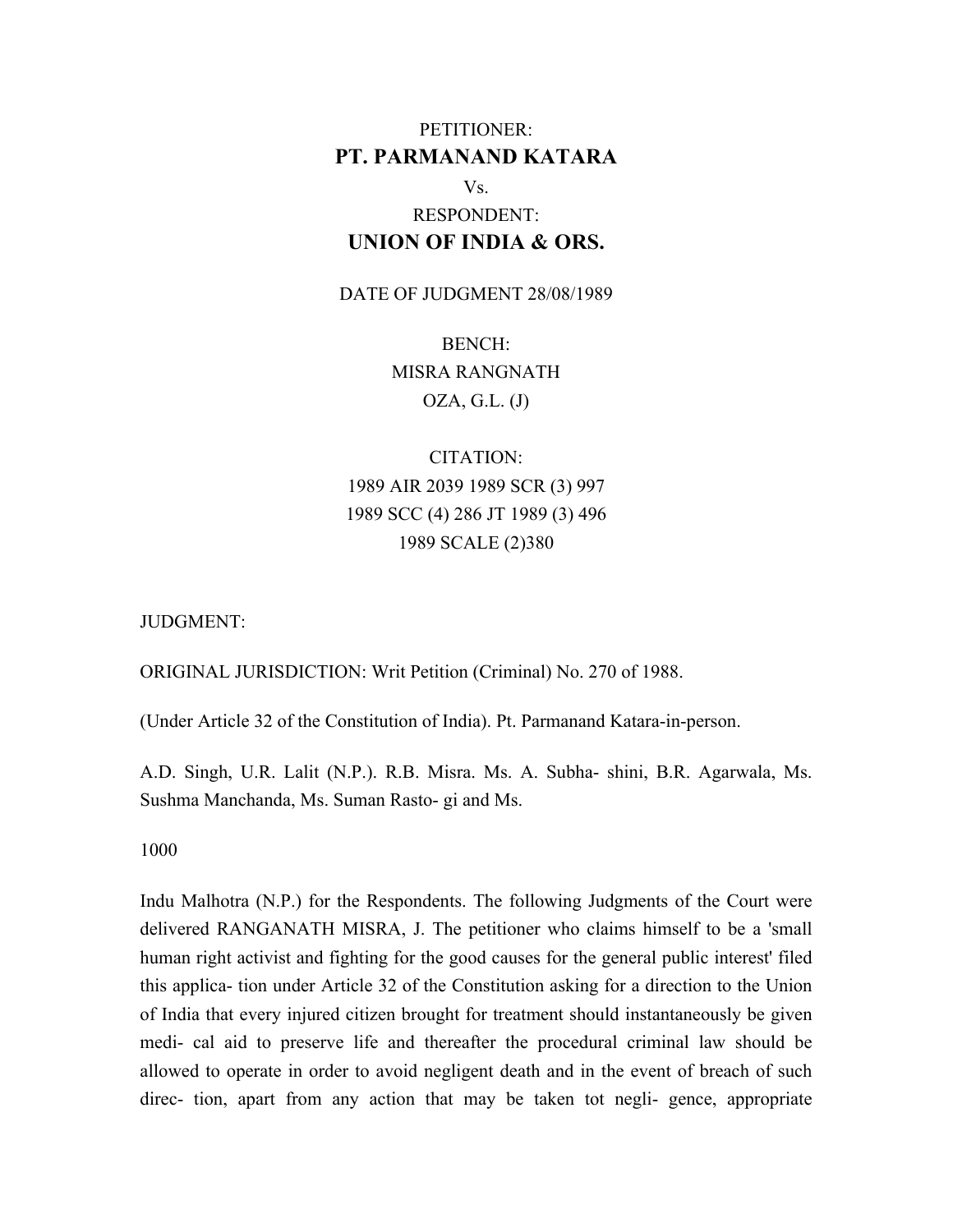PETITIONER:

**PT. PARMANAND KATARA**

Vs.

RESPONDENT:

**UNION OF INDIA & ORS.**

DATE OF JUDGMENT 28/08/1989

BENCH:

MISRA RANGNATH

OZA, G.L. (J)

CITATION:

1989 AIR 2039 1989 SCR (3) 997

1989 SCC (4) 286 JT 1989 (3) 496

1989 SCALE (2)380

JUDGMENT:

ORIGINAL JURISDICTION: Writ Petition (Criminal) No. 270 of 1988.

(Under Article 32 of the Constitution of India). Pt. Parmanand Katara-in-person.

A.D. Singh, U.R. Lalit (N.P.). R.B. Misra. Ms. A. Subha- shini, B.R. Agarwala, Ms. Sushma Manchanda, Ms. Suman Rasto- gi and Ms.

1000

Indu Malhotra (N.P.) for the Respondents. The following Judgments of the Court were delivered RANGANATH MISRA, J. The petitioner who claims himself to be a 'small human right activist and fighting for the good causes for the general public interest' filed this applica- tion under Article 32 of the Constitution asking for a direction to the Union of India that every injured citizen brought for treatment should instantaneously be given medi- cal aid to preserve life and thereafter the procedural criminal law should be allowed to operate in order to avoid negligent death and in the event of breach of such direc- tion, apart from any action that may be taken tot negli- gence, appropriate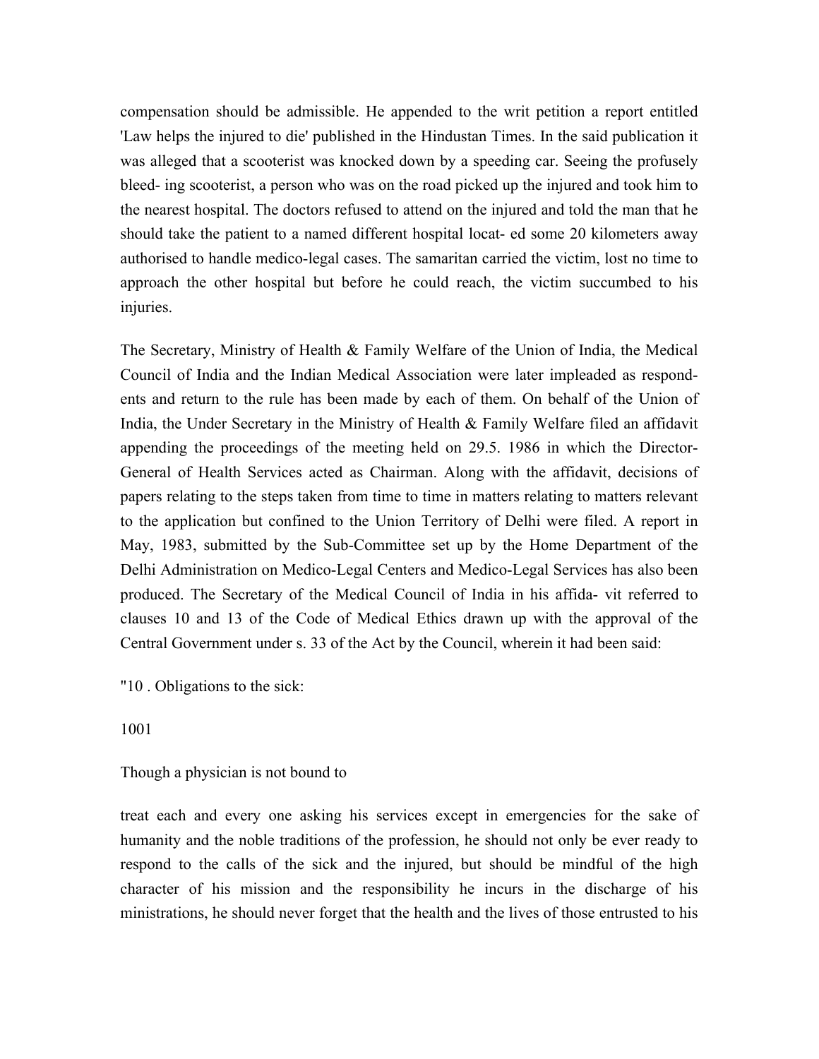compensation should be admissible. He appended to the writ petition a report entitled 'Law helps the injured to die' published in the Hindustan Times. In the said publication it was alleged that a scooterist was knocked down by a speeding car. Seeing the profusely bleed- ing scooterist, a person who was on the road picked up the injured and took him to the nearest hospital. The doctors refused to attend on the injured and told the man that he should take the patient to a named different hospital locat- ed some 20 kilometers away authorised to handle medico-legal cases. The samaritan carried the victim, lost no time to approach the other hospital but before he could reach, the victim succumbed to his injuries.

The Secretary, Ministry of Health & Family Welfare of the Union of India, the Medical Council of India and the Indian Medical Association were later impleaded as respond- ents and return to the rule has been made by each of them. On behalf of the Union of India, the Under Secretary in the Ministry of Health & Family Welfare filed an affidavit appending the proceedings of the meeting held on 29.5. 1986 in which the Director-General of Health Services acted as Chairman. Along with the affidavit, decisions of papers relating to the steps taken from time to time in matters relating to matters relevant to the application but confined to the Union Territory of Delhi were filed. A report in May, 1983, submitted by the Sub-Committee set up by the Home Department of the Delhi Administration on Medico-Legal Centers and Medico-Legal Services has also been produced. The Secretary of the Medical Council of India in his affida- vit referred to clauses 10 and 13 of the Code of Medical Ethics drawn up with the approval of the Central Government under s. 33 of the Act by the Council, wherein it had been said:

"10 . Obligations to the sick:

1001

Though a physician is not bound to

treat each and every one asking his services except in emergencies for the sake of humanity and the noble traditions of the profession, he should not only be ever ready to respond to the calls of the sick and the injured, but should be mindful of the high character of his mission and the responsibility he incurs in the discharge of his ministrations, he should never forget that the health and the lives of those entrusted to his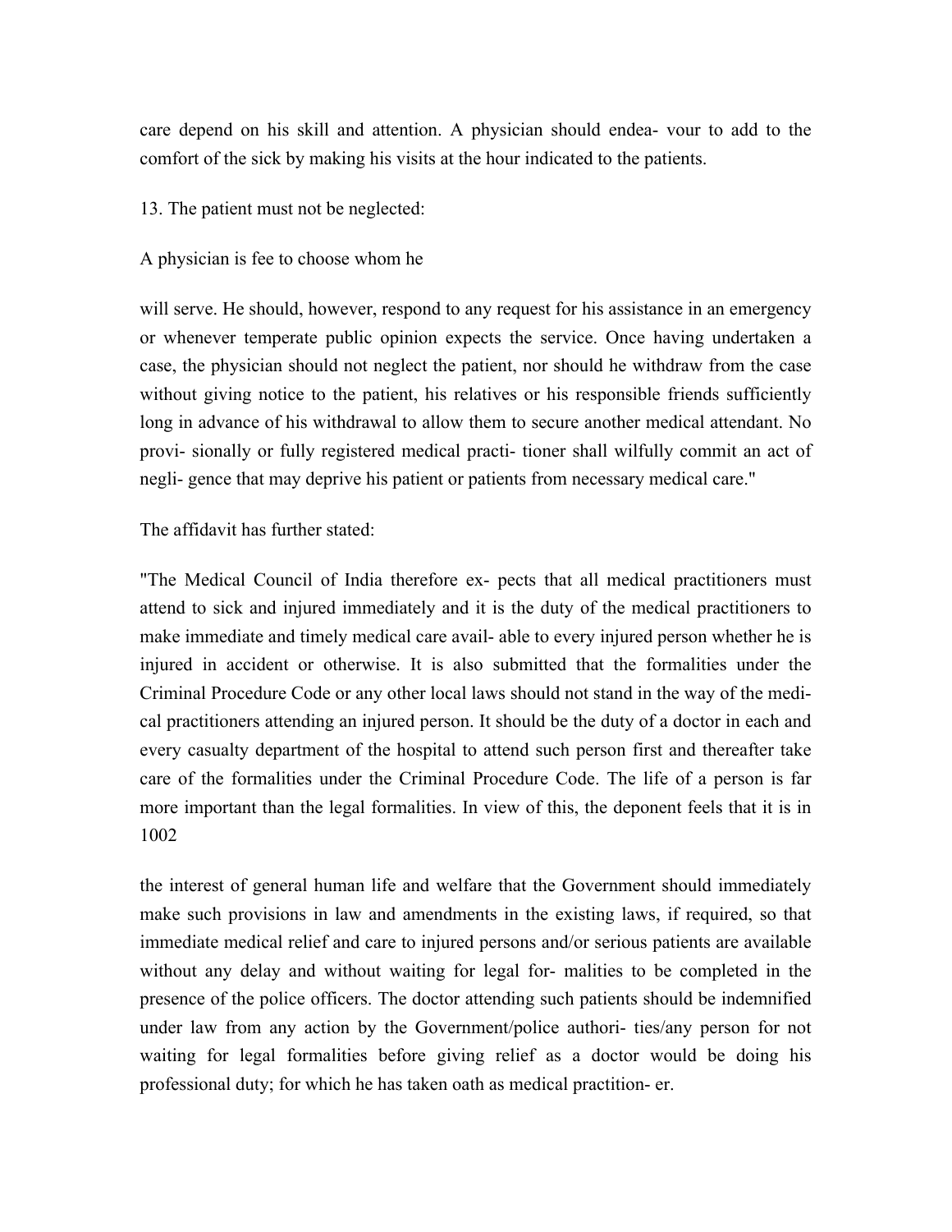care depend on his skill and attention. A physician should endea- vour to add to the comfort of the sick by making his visits at the hour indicated to the patients.

13. The patient must not be neglected:

A physician is fee to choose whom he

will serve. He should, however, respond to any request for his assistance in an emergency or whenever temperate public opinion expects the service. Once having undertaken a case, the physician should not neglect the patient, nor should he withdraw from the case without giving notice to the patient, his relatives or his responsible friends sufficiently long in advance of his withdrawal to allow them to secure another medical attendant. No provi- sionally or fully registered medical practi- tioner shall wilfully commit an act of negli- gence that may deprive his patient or patients from necessary medical care."

The affidavit has further stated:

"The Medical Council of India therefore ex- pects that all medical practitioners must attend to sick and injured immediately and it is the duty of the medical practitioners to make immediate and timely medical care avail- able to every injured person whether he is injured in accident or otherwise. It is also submitted that the formalities under the Criminal Procedure Code or any other local laws should not stand in the way of the medi- cal practitioners attending an injured person. It should be the duty of a doctor in each and every casualty department of the hospital to attend such person first and thereafter take care of the formalities under the Criminal Procedure Code. The life of a person is far more important than the legal formalities. In view of this, the deponent feels that it is in 1002

the interest of general human life and welfare that the Government should immediately make such provisions in law and amendments in the existing laws, if required, so that immediate medical relief and care to injured persons and/or serious patients are available without any delay and without waiting for legal for- malities to be completed in the presence of the police officers. The doctor attending such patients should be indemnified under law from any action by the Government/police authori- ties/any person for not waiting for legal formalities before giving relief as a doctor would be doing his professional duty; for which he has taken oath as medical practition- er.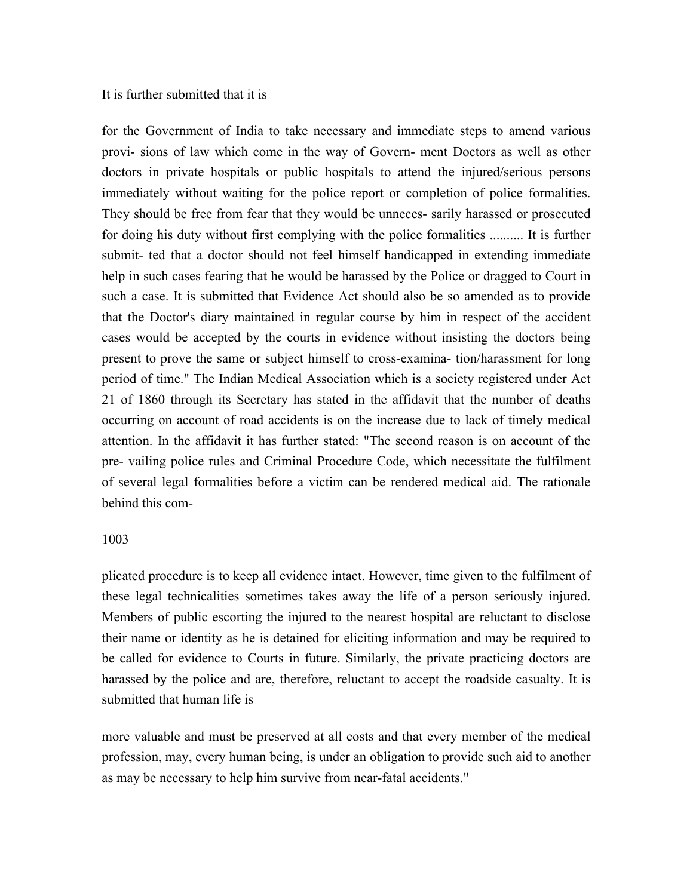It is further submitted that it is

for the Government of India to take necessary and immediate steps to amend various provi- sions of law which come in the way of Govern- ment Doctors as well as other doctors in private hospitals or public hospitals to attend the injured/serious persons immediately without waiting for the police report or completion of police formalities. They should be free from fear that they would be unneces- sarily harassed or prosecuted for doing his duty without first complying with the police formalities .......... It is further submit- ted that a doctor should not feel himself handicapped in extending immediate help in such cases fearing that he would be harassed by the Police or dragged to Court in such a case. It is submitted that Evidence Act should also be so amended as to provide that the Doctor's diary maintained in regular course by him in respect of the accident cases would be accepted by the courts in evidence without insisting the doctors being present to prove the same or subject himself to cross-examina- tion/harassment for long period of time." The Indian Medical Association which is a society registered under Act 21 of 1860 through its Secretary has stated in the affidavit that the number of deaths occurring on account of road accidents is on the increase due to lack of timely medical attention. In the affidavit it has further stated: "The second reason is on account of the pre- vailing police rules and Criminal Procedure Code, which necessitate the fulfilment of several legal formalities before a victim can be rendered medical aid. The rationale behind this com-

plicated procedure is to keep all evidence intact. However, time given to the fulfilment of these legal technicalities sometimes takes away the life of a person seriously injured. Members of public escorting the injured to the nearest hospital are reluctant to disclose their name or identity as he is detained for eliciting information and may be required to be called for evidence to Courts in future. Similarly, the private practicing doctors are harassed by the police and are, therefore, reluctant to accept the roadside casualty. It is submitted that human life is

more valuable and must be preserved at all costs and that every member of the medical profession, may, every human being, is under an obligation to provide such aid to another as may be necessary to help him survive from near-fatal accidents."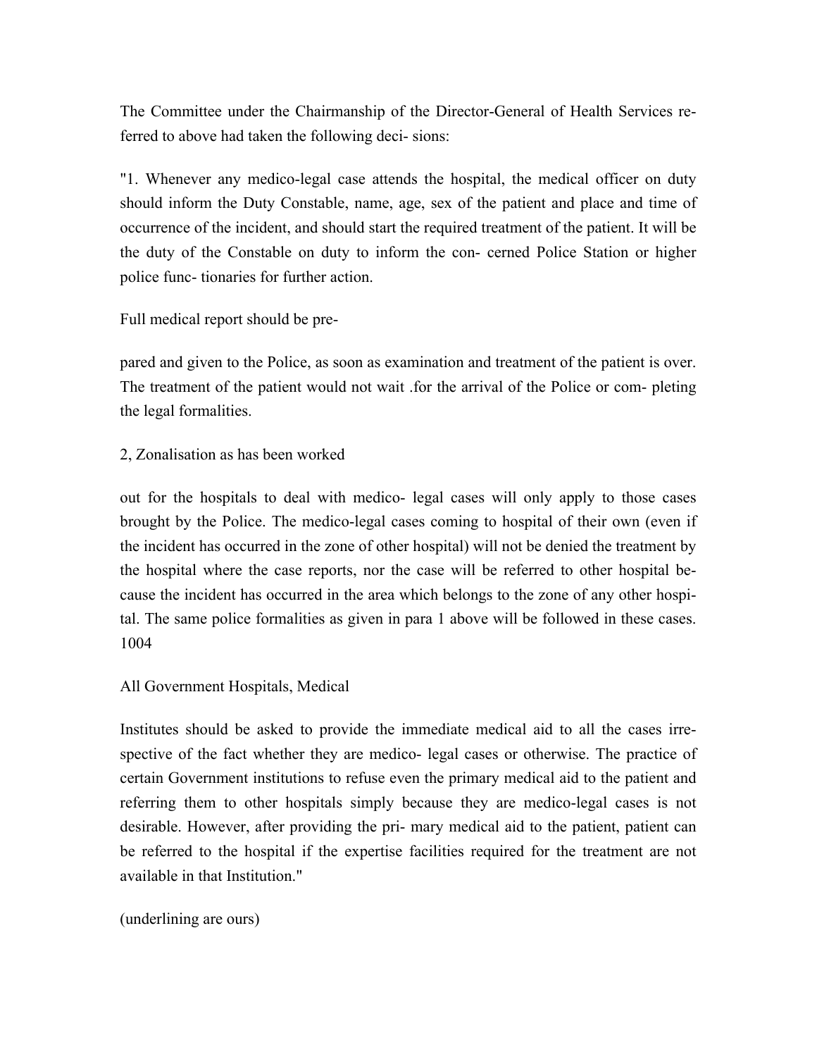The Committee under the Chairmanship of the Director-General of Health Services re- ferred to above had taken the following deci- sions:

"1. Whenever any medico-legal case attends the hospital, the medical officer on duty should inform the Duty Constable, name, age, sex of the patient and place and time of occurrence of the incident, and should start the required treatment of the patient. It will be the duty of the Constable on duty to inform the con- cerned Police Station or higher police func- tionaries for further action.

Full medical report should be pre-

pared and given to the Police, as soon as examination and treatment of the patient is over. The treatment of the patient would not wait .for the arrival of the Police or com- pleting the legal formalities.

2, Zonalisation as has been worked

out for the hospitals to deal with medico- legal cases will only apply to those cases brought by the Police. The medico-legal cases coming to hospital of their own (even if the incident has occurred in the zone of other hospital) will not be denied the treatment by the hospital where the case reports, nor the case will be referred to other hospital be- cause the incident has occurred in the area which belongs to the zone of any other hospi- tal. The same police formalities as given in para 1 above will be followed in these cases. 1004

All Government Hospitals, Medical

Institutes should be asked to provide the immediate medical aid to all the cases irre- spective of the fact whether they are medico- legal cases or otherwise. The practice of certain Government institutions to refuse even the primary medical aid to the patient and referring them to other hospitals simply because they are medico-legal cases is not desirable. However, after providing the pri- mary medical aid to the patient, patient can be referred to the hospital if the expertise facilities required for the treatment are not available in that Institution."

(underlining are ours)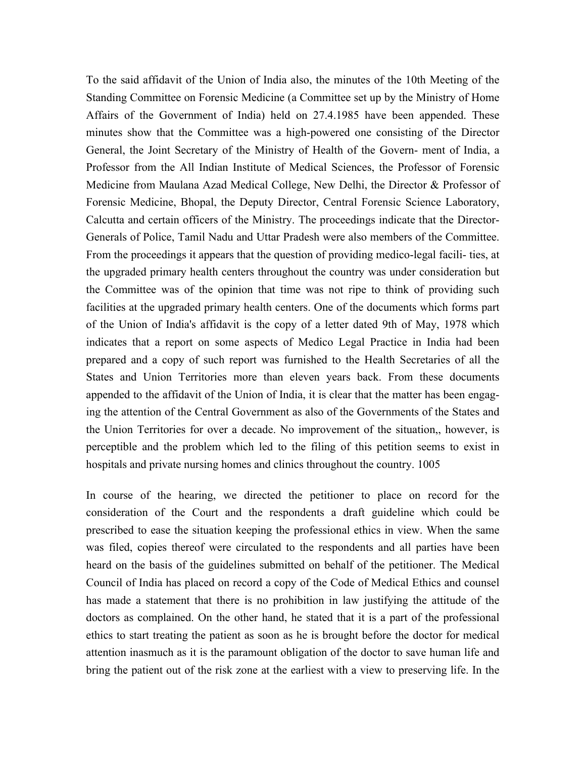To the said affidavit of the Union of India also, the minutes of the 10th Meeting of the Standing Committee on Forensic Medicine (a Committee set up by the Ministry of Home Affairs of the Government of India) held on 27.4.1985 have been appended. These minutes show that the Committee was a high-powered one consisting of the Director General, the Joint Secretary of the Ministry of Health of the Govern- ment of India, a Professor from the All Indian Institute of Medical Sciences, the Professor of Forensic Medicine from Maulana Azad Medical College, New Delhi, the Director & Professor of Forensic Medicine, Bhopal, the Deputy Director, Central Forensic Science Laboratory, Calcutta and certain officers of the Ministry. The proceedings indicate that the Director-Generals of Police, Tamil Nadu and Uttar Pradesh were also members of the Committee. From the proceedings it appears that the question of providing medico-legal facili- ties, at the upgraded primary health centers throughout the country was under consideration but the Committee was of the opinion that time was not ripe to think of providing such facilities at the upgraded primary health centers. One of the documents which forms part of the Union of India's affidavit is the copy of a letter dated 9th of May, 1978 which indicates that a report on some aspects of Medico Legal Practice in India had been prepared and a copy of such report was furnished to the Health Secretaries of all the States and Union Territories more than eleven years back. From these documents appended to the affidavit of the Union of India, it is clear that the matter has been engag- ing the attention of the Central Government as also of the Governments of the States and the Union Territories for over a decade. No improvement of the situation,, however, is perceptible and the problem which led to the filing of this petition seems to exist in hospitals and private nursing homes and clinics throughout the country. 1005

In course of the hearing, we directed the petitioner to place on record for the consideration of the Court and the respondents a draft guideline which could be prescribed to ease the situation keeping the professional ethics in view. When the same was filed, copies thereof were circulated to the respondents and all parties have been heard on the basis of the guidelines submitted on behalf of the petitioner. The Medical Council of India has placed on record a copy of the Code of Medical Ethics and counsel has made a statement that there is no prohibition in law justifying the attitude of the doctors as complained. On the other hand, he stated that it is a part of the professional ethics to start treating the patient as soon as he is brought before the doctor for medical attention inasmuch as it is the paramount obligation of the doctor to save human life and bring the patient out of the risk zone at the earliest with a view to preserving life. In the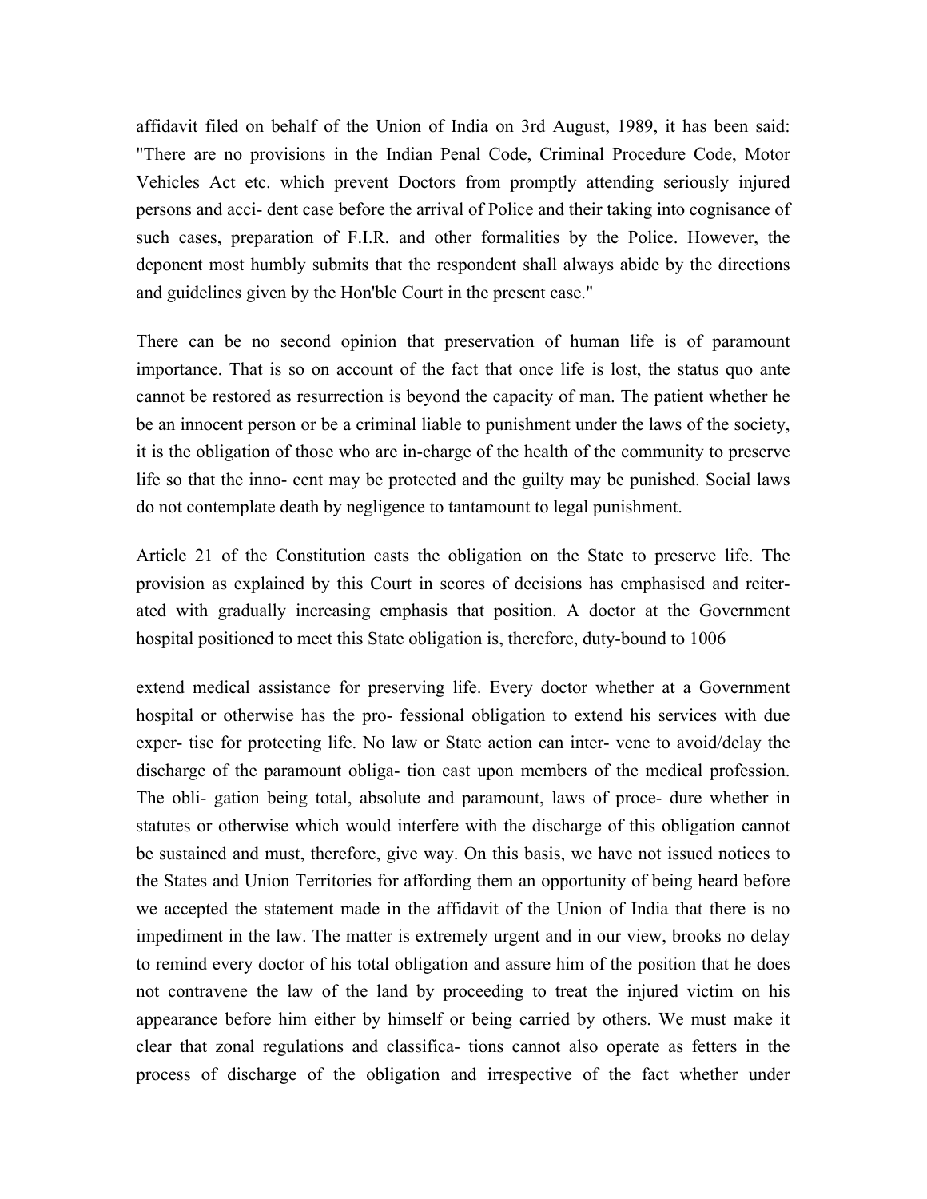affidavit filed on behalf of the Union of India on 3rd August, 1989, it has been said: "There are no provisions in the Indian Penal Code, Criminal Procedure Code, Motor Vehicles Act etc. which prevent Doctors from promptly attending seriously injured persons and acci- dent case before the arrival of Police and their taking into cognisance of such cases, preparation of F.I.R. and other formalities by the Police. However, the deponent most humbly submits that the respondent shall always abide by the directions and guidelines given by the Hon'ble Court in the present case."

There can be no second opinion that preservation of human life is of paramount importance. That is so on account of the fact that once life is lost, the status quo ante cannot be restored as resurrection is beyond the capacity of man. The patient whether he be an innocent person or be a criminal liable to punishment under the laws of the society, it is the obligation of those who are in-charge of the health of the community to preserve life so that the inno- cent may be protected and the guilty may be punished. Social laws do not contemplate death by negligence to tantamount to legal punishment.

Article 21 of the Constitution casts the obligation on the State to preserve life. The provision as explained by this Court in scores of decisions has emphasised and reiter- ated with gradually increasing emphasis that position. A doctor at the Government hospital positioned to meet this State obligation is, therefore, duty-bound to 1006

extend medical assistance for preserving life. Every doctor whether at a Government hospital or otherwise has the pro- fessional obligation to extend his services with due exper- tise for protecting life. No law or State action can inter- vene to avoid/delay the discharge of the paramount obliga- tion cast upon members of the medical profession. The obli- gation being total, absolute and paramount, laws of proce- dure whether in statutes or otherwise which would interfere with the discharge of this obligation cannot be sustained and must, therefore, give way. On this basis, we have not issued notices to the States and Union Territories for affording them an opportunity of being heard before we accepted the statement made in the affidavit of the Union of India that there is no impediment in the law. The matter is extremely urgent and in our view, brooks no delay to remind every doctor of his total obligation and assure him of the position that he does not contravene the law of the land by proceeding to treat the injured victim on his appearance before him either by himself or being carried by others. We must make it clear that zonal regulations and classifica- tions cannot also operate as fetters in the process of discharge of the obligation and irrespective of the fact whether under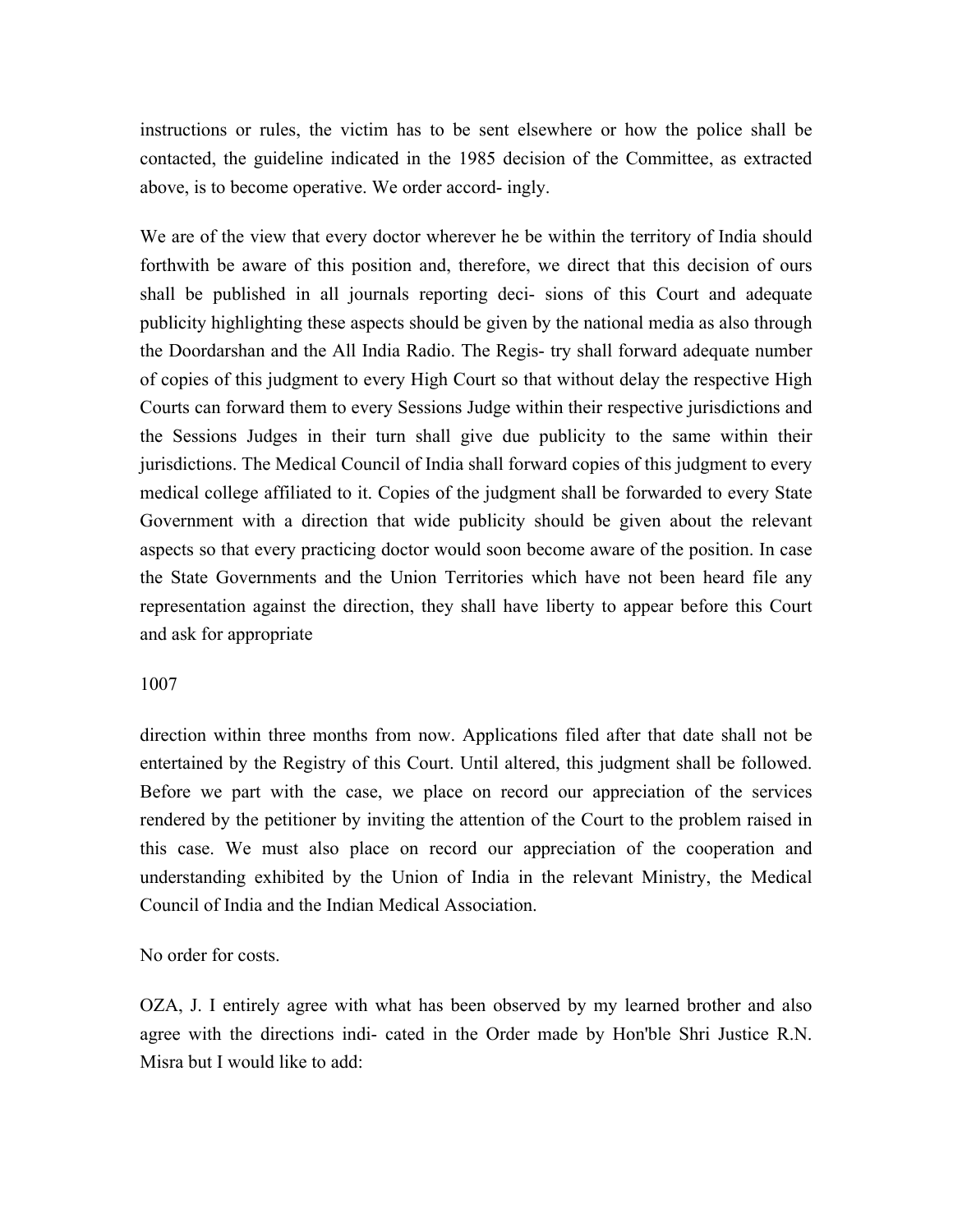instructions or rules, the victim has to be sent elsewhere or how the police shall be contacted, the guideline indicated in the 1985 decision of the Committee, as extracted above, is to become operative. We order accord- ingly.

We are of the view that every doctor wherever he be within the territory of India should forthwith be aware of this position and, therefore, we direct that this decision of ours shall be published in all journals reporting deci- sions of this Court and adequate publicity highlighting these aspects should be given by the national media as also through the Doordarshan and the All India Radio. The Regis- try shall forward adequate number of copies of this judgment to every High Court so that without delay the respective High Courts can forward them to every Sessions Judge within their respective jurisdictions and the Sessions Judges in their turn shall give due publicity to the same within their jurisdictions. The Medical Council of India shall forward copies of this judgment to every medical college affiliated to it. Copies of the judgment shall be forwarded to every State Government with a direction that wide publicity should be given about the relevant aspects so that every practicing doctor would soon become aware of the position. In case the State Governments and the Union Territories which have not been heard file any representation against the direction, they shall have liberty to appear before this Court and ask for appropriate

1007

direction within three months from now. Applications filed after that date shall not be entertained by the Registry of this Court. Until altered, this judgment shall be followed. Before we part with the case, we place on record our appreciation of the services rendered by the petitioner by inviting the attention of the Court to the problem raised in this case. We must also place on record our appreciation of the cooperation and understanding exhibited by the Union of India in the relevant Ministry, the Medical Council of India and the Indian Medical Association.

No order for costs.

OZA, J. I entirely agree with what has been observed by my learned brother and also agree with the directions indi- cated in the Order made by Hon'ble Shri Justice R.N. Misra but I would like to add: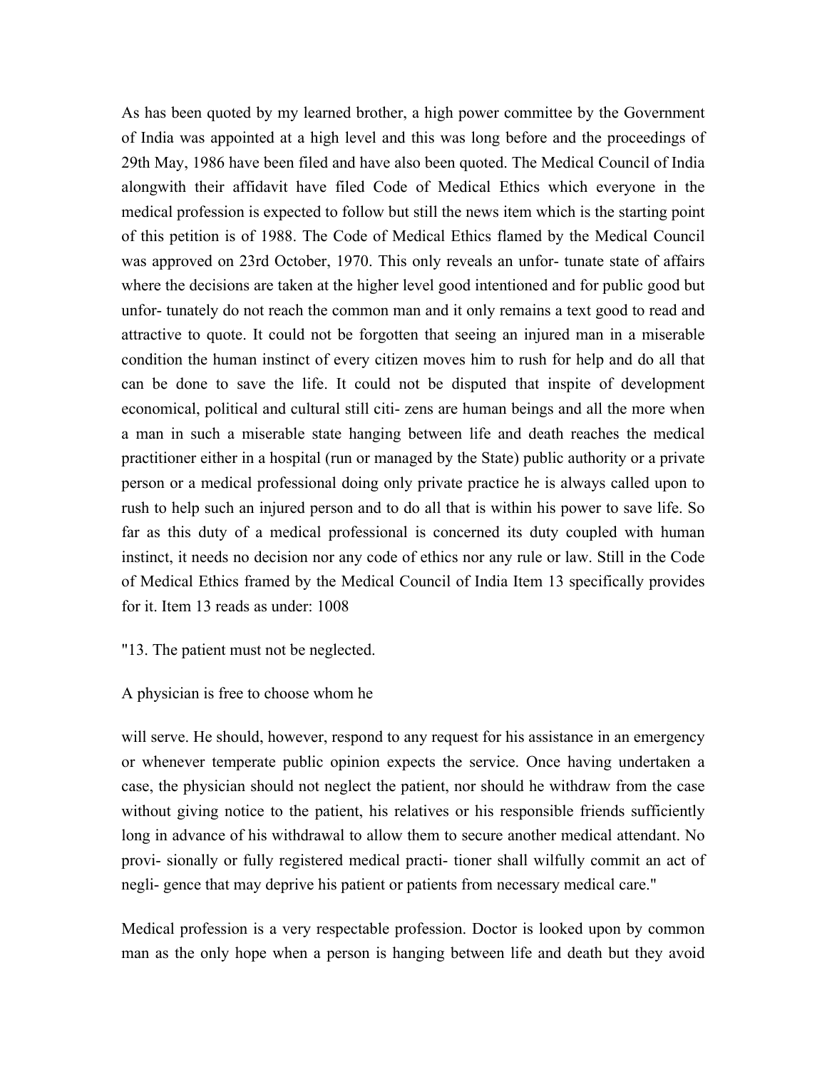As has been quoted by my learned brother, a high power committee by the Government of India was appointed at a high level and this was long before and the proceedings of 29th May, 1986 have been filed and have also been quoted. The Medical Council of India alongwith their affidavit have filed Code of Medical Ethics which everyone in the medical profession is expected to follow but still the news item which is the starting point of this petition is of 1988. The Code of Medical Ethics flamed by the Medical Council was approved on 23rd October, 1970. This only reveals an unfor- tunate state of affairs where the decisions are taken at the higher level good intentioned and for public good but unfor- tunately do not reach the common man and it only remains a text good to read and attractive to quote. It could not be forgotten that seeing an injured man in a miserable condition the human instinct of every citizen moves him to rush for help and do all that can be done to save the life. It could not be disputed that inspite of development economical, political and cultural still citi- zens are human beings and all the more when a man in such a miserable state hanging between life and death reaches the medical practitioner either in a hospital (run or managed by the State) public authority or a private person or a medical professional doing only private practice he is always called upon to rush to help such an injured person and to do all that is within his power to save life. So far as this duty of a medical professional is concerned its duty coupled with human instinct, it needs no decision nor any code of ethics nor any rule or law. Still in the Code of Medical Ethics framed by the Medical Council of India Item 13 specifically provides for it. Item 13 reads as under: 1008

"13. The patient must not be neglected.

A physician is free to choose whom he

will serve. He should, however, respond to any request for his assistance in an emergency or whenever temperate public opinion expects the service. Once having undertaken a case, the physician should not neglect the patient, nor should he withdraw from the case without giving notice to the patient, his relatives or his responsible friends sufficiently long in advance of his withdrawal to allow them to secure another medical attendant. No provi- sionally or fully registered medical practi- tioner shall wilfully commit an act of negli- gence that may deprive his patient or patients from necessary medical care."

Medical profession is a very respectable profession. Doctor is looked upon by common man as the only hope when a person is hanging between life and death but they avoid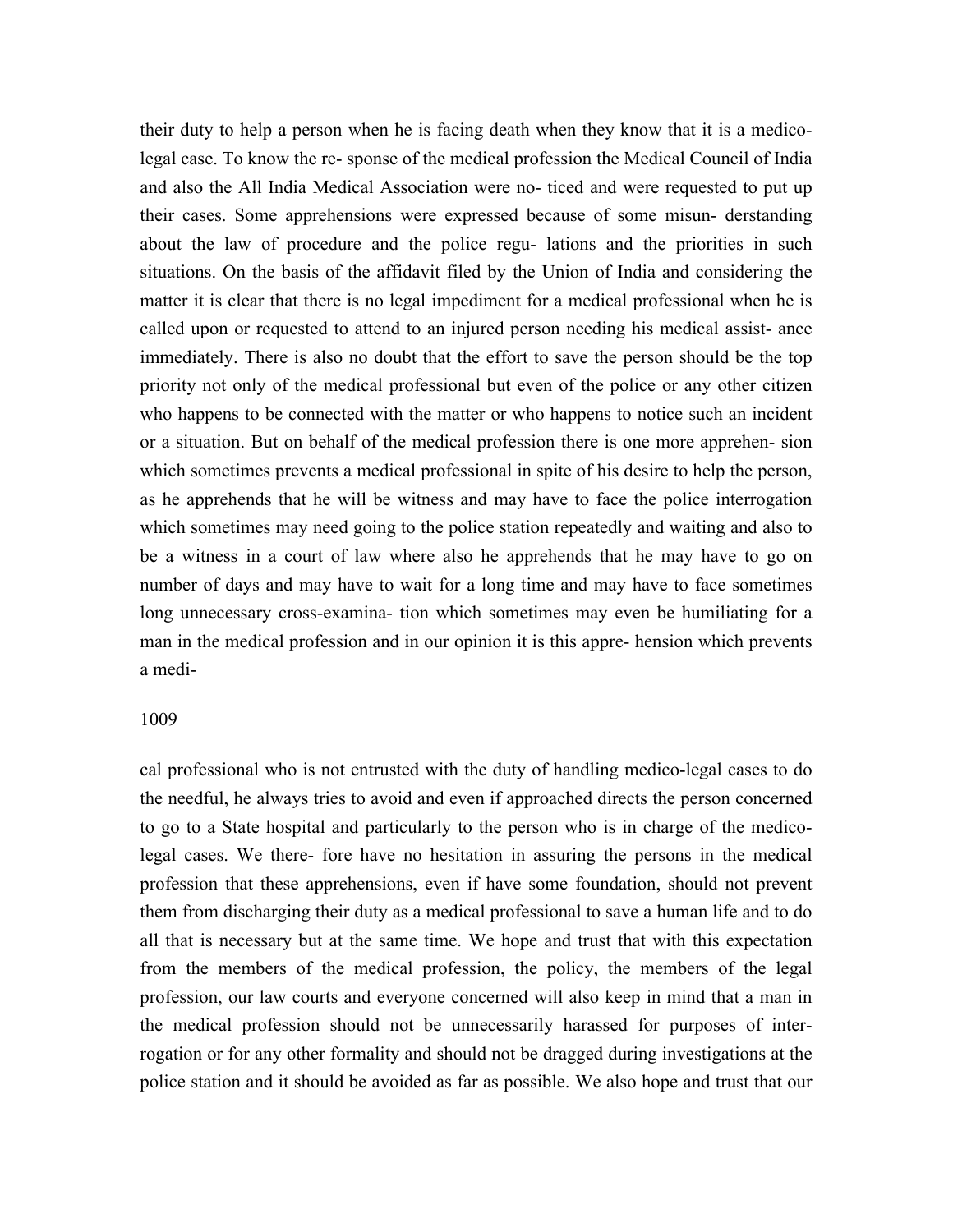their duty to help a person when he is facing death when they know that it is a medico-legal case. To know the re- sponse of the medical profession the Medical Council of India and also the All India Medical Association were no- ticed and were requested to put up their cases. Some apprehensions were expressed because of some misun- derstanding about the law of procedure and the police regu- lations and the priorities in such situations. On the basis of the affidavit filed by the Union of India and considering the matter it is clear that there is no legal impediment for a medical professional when he is called upon or requested to attend to an injured person needing his medical assist- ance immediately. There is also no doubt that the effort to save the person should be the top priority not only of the medical professional but even of the police or any other citizen who happens to be connected with the matter or who happens to notice such an incident or a situation. But on behalf of the medical profession there is one more apprehen- sion which sometimes prevents a medical professional in spite of his desire to help the person, as he apprehends that he will be witness and may have to face the police interrogation which sometimes may need going to the police station repeatedly and waiting and also to be a witness in a court of law where also he apprehends that he may have to go on number of days and may have to wait for a long time and may have to face sometimes long unnecessary cross-examina- tion which sometimes may even be humiliating for a man in the medical profession and in our opinion it is this appre- hension which prevents a medi-

1009

cal professional who is not entrusted with the duty of handling medico-legal cases to do the needful, he always tries to avoid and even if approached directs the person concerned to go to a State hospital and particularly to the person who is in charge of the medico-legal cases. We there- fore have no hesitation in assuring the persons in the medical profession that these apprehensions, even if have some foundation, should not prevent them from discharging their duty as a medical professional to save a human life and to do all that is necessary but at the same time. We hope and trust that with this expectation from the members of the medical profession, the policy, the members of the legal profession, our law courts and everyone concerned will also keep in mind that a man in the medical profession should not be unnecessarily harassed for purposes of inter- rogation or for any other formality and should not be dragged during investigations at the police station and it should be avoided as far as possible. We also hope and trust that our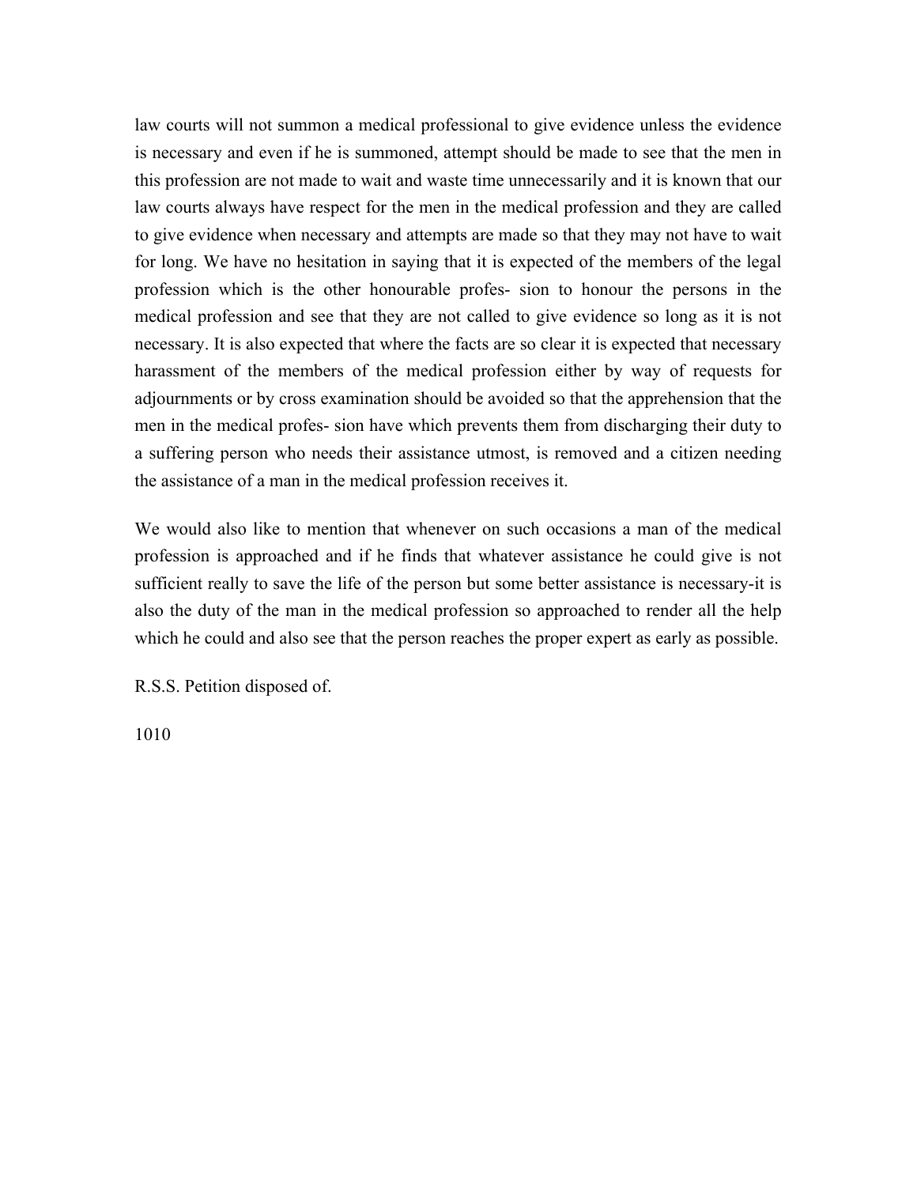law courts will not summon a medical professional to give evidence unless the evidence is necessary and even if he is summoned, attempt should be made to see that the men in this profession are not made to wait and waste time unnecessarily and it is known that our law courts always have respect for the men in the medical profession and they are called to give evidence when necessary and attempts are made so that they may not have to wait for long. We have no hesitation in saying that it is expected of the members of the legal profession which is the other honourable profes- sion to honour the persons in the medical profession and see that they are not called to give evidence so long as it is not necessary. It is also expected that where the facts are so clear it is expected that necessary harassment of the members of the medical profession either by way of requests for adjournments or by cross examination should be avoided so that the apprehension that the men in the medical profes- sion have which prevents them from discharging their duty to a suffering person who needs their assistance utmost, is removed and a citizen needing the assistance of a man in the medical profession receives it.

We would also like to mention that whenever on such occasions a man of the medical profession is approached and if he finds that whatever assistance he could give is not sufficient really to save the life of the person but some better assistance is necessary-it is also the duty of the man in the medical profession so approached to render all the help which he could and also see that the person reaches the proper expert as early as possible.

R.S.S. Petition disposed of.